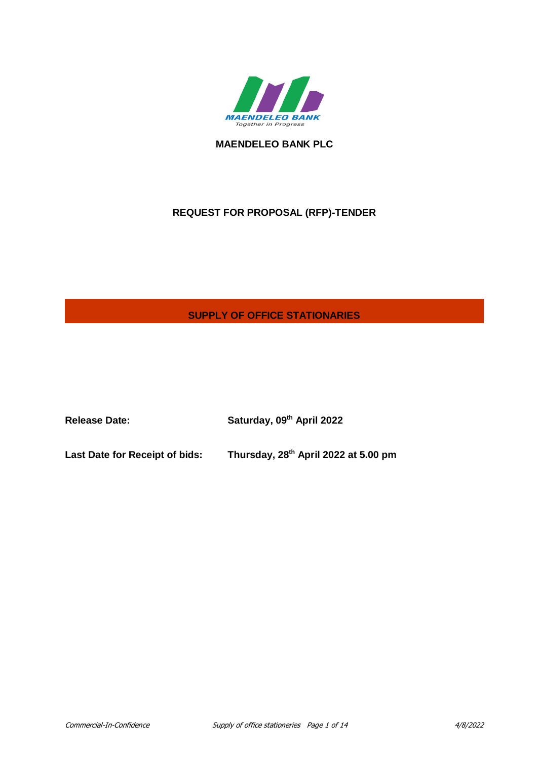MAENDELEO BANK

Together in Progress

**MAENDELEO BANK PLC**

**REQUEST FOR PROPOSAL (RFP)-TENDER**

## SUPPLY OF OFFICE STATIONARIES

**Release Date:** **Saturday, 09th April 2022**

**Last Date for Receipt of bids:** **Thursday, 28th April 2022 at 5.00 pm**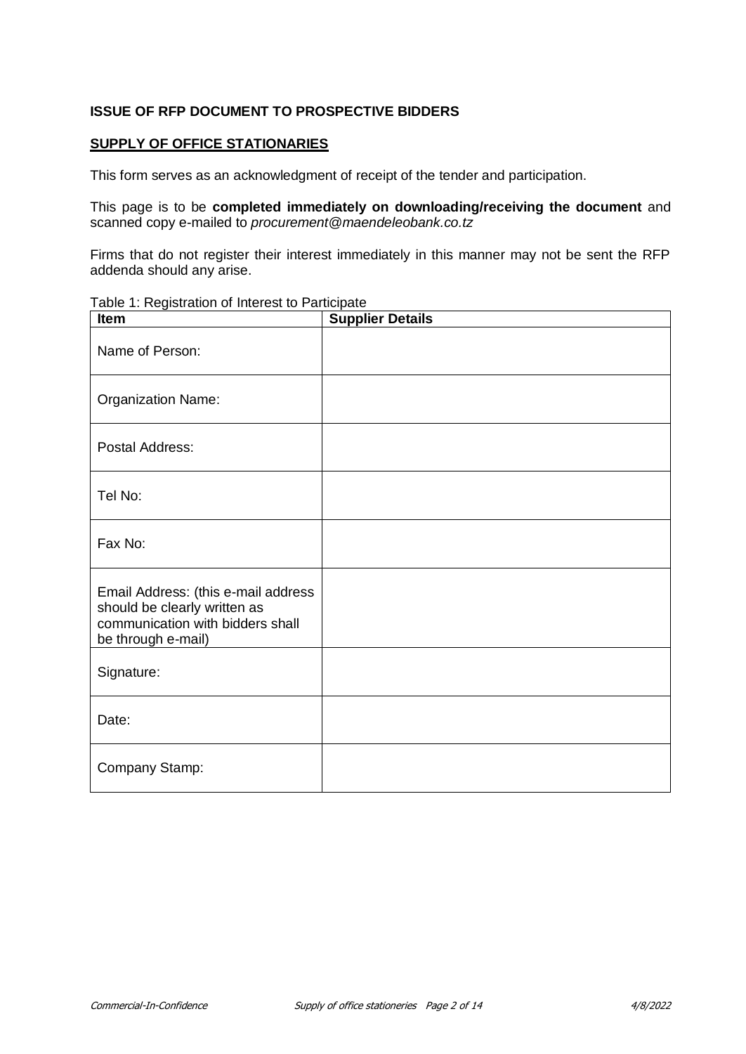**ISSUE OF RFP DOCUMENT TO PROSPECTIVE BIDDERS**

**SUPPLY OF OFFICE STATIONARIES**

This form serves as an acknowledgment of receipt of the tender and participation.

This page is to be **completed immediately on downloading/receiving the document** and scanned copy e-mailed to *procurement@maendeleobank.co.tz*

Firms that do not register their interest immediately in this manner may not be sent the RFP addenda should any arise.

Table 1: Registration of Interest to Participate

| Item | Supplier Details |
|---|---|
| Name of Person: | |
| Organization Name: | |
| Postal Address: | |
| Tel No: | |
| Fax No: | |
| Email Address: (this e-mail address should be clearly written as communication with bidders shall be through e-mail) | |
| Signature: | |
| Date: | |
| Company Stamp: | |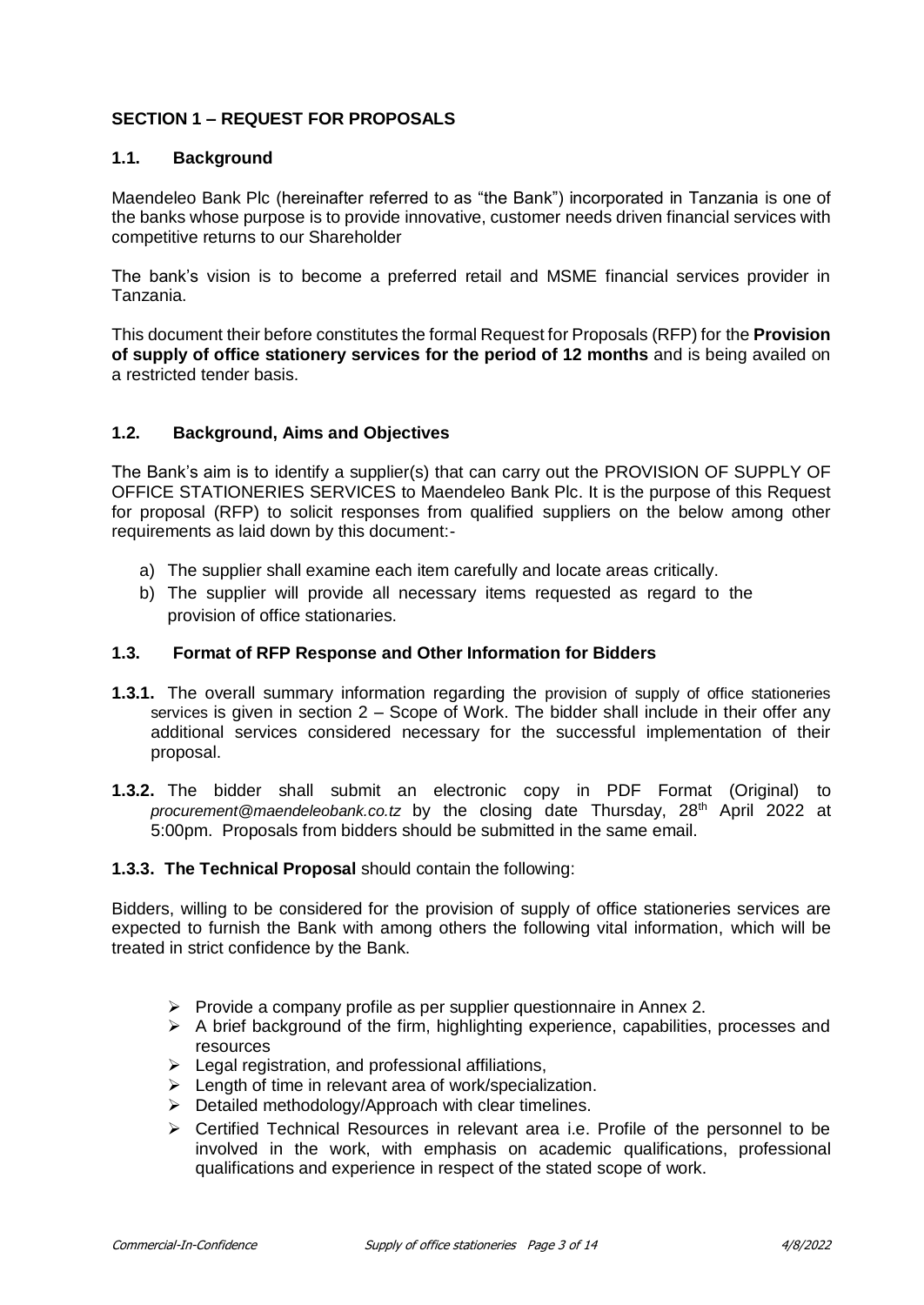## SECTION 1 – REQUEST FOR PROPOSALS

### 1.1. Background

Maendeleo Bank Plc (hereinafter referred to as "the Bank") incorporated in Tanzania is one of the banks whose purpose is to provide innovative, customer needs driven financial services with competitive returns to our Shareholder

The bank's vision is to become a preferred retail and MSME financial services provider in Tanzania.

This document their before constitutes the formal Request for Proposals (RFP) for the **Provision of supply of office stationery services for the period of 12 months** and is being availed on a restricted tender basis.

### 1.2. Background, Aims and Objectives

The Bank's aim is to identify a supplier(s) that can carry out the PROVISION OF SUPPLY OF OFFICE STATIONERIES SERVICES to Maendeleo Bank Plc. It is the purpose of this Request for proposal (RFP) to solicit responses from qualified suppliers on the below among other requirements as laid down by this document:-

a) The supplier shall examine each item carefully and locate areas critically.
b) The supplier will provide all necessary items requested as regard to the provision of office stationaries.

### 1.3. Format of RFP Response and Other Information for Bidders

**1.3.1.** The overall summary information regarding the provision of supply of office stationeries services is given in section 2 – Scope of Work. The bidder shall include in their offer any additional services considered necessary for the successful implementation of their proposal.

**1.3.2.** The bidder shall submit an electronic copy in PDF Format (Original) to *procurement@maendeleobank.co.tz* by the closing date Thursday, 28th April 2022 at 5:00pm. Proposals from bidders should be submitted in the same email.

**1.3.3. The Technical Proposal** should contain the following:

Bidders, willing to be considered for the provision of supply of office stationeries services are expected to furnish the Bank with among others the following vital information, which will be treated in strict confidence by the Bank.

- Provide a company profile as per supplier questionnaire in Annex 2.
- A brief background of the firm, highlighting experience, capabilities, processes and resources
- Legal registration, and professional affiliations,
- Length of time in relevant area of work/specialization.
- Detailed methodology/Approach with clear timelines.
- Certified Technical Resources in relevant area i.e. Profile of the personnel to be involved in the work, with emphasis on academic qualifications, professional qualifications and experience in respect of the stated scope of work.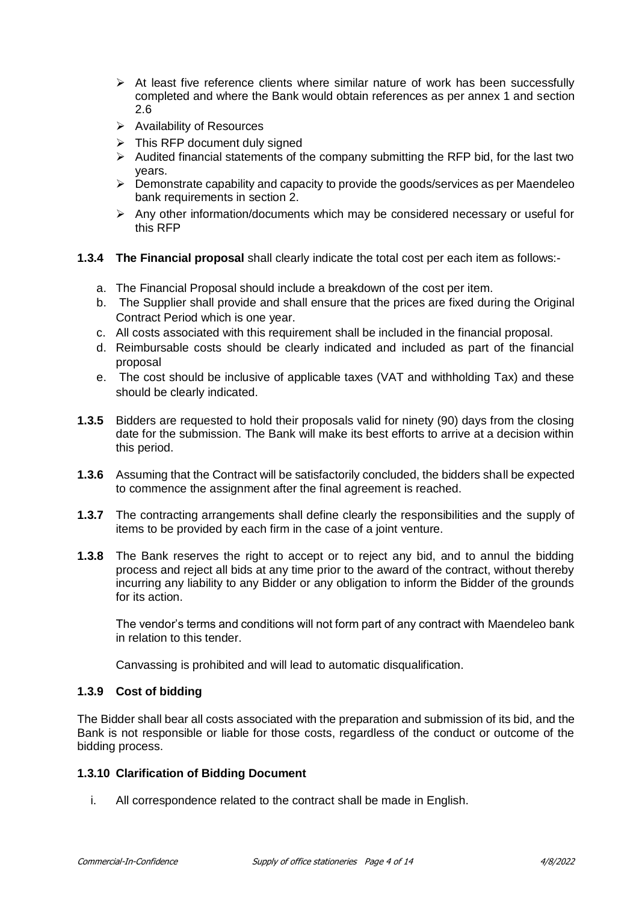- At least five reference clients where similar nature of work has been successfully completed and where the Bank would obtain references as per annex 1 and section 2.6
- Availability of Resources
- This RFP document duly signed
- Audited financial statements of the company submitting the RFP bid, for the last two years.
- Demonstrate capability and capacity to provide the goods/services as per Maendeleo bank requirements in section 2.
- Any other information/documents which may be considered necessary or useful for this RFP

**1.3.4 The Financial proposal** shall clearly indicate the total cost per each item as follows:-

a. The Financial Proposal should include a breakdown of the cost per item.
b. The Supplier shall provide and shall ensure that the prices are fixed during the Original Contract Period which is one year.
c. All costs associated with this requirement shall be included in the financial proposal.
d. Reimbursable costs should be clearly indicated and included as part of the financial proposal
e. The cost should be inclusive of applicable taxes (VAT and withholding Tax) and these should be clearly indicated.

**1.3.5** Bidders are requested to hold their proposals valid for ninety (90) days from the closing date for the submission. The Bank will make its best efforts to arrive at a decision within this period.

**1.3.6** Assuming that the Contract will be satisfactorily concluded, the bidders shall be expected to commence the assignment after the final agreement is reached.

**1.3.7** The contracting arrangements shall define clearly the responsibilities and the supply of items to be provided by each firm in the case of a joint venture.

**1.3.8** The Bank reserves the right to accept or to reject any bid, and to annul the bidding process and reject all bids at any time prior to the award of the contract, without thereby incurring any liability to any Bidder or any obligation to inform the Bidder of the grounds for its action.

The vendor's terms and conditions will not form part of any contract with Maendeleo bank in relation to this tender.

Canvassing is prohibited and will lead to automatic disqualification.

### 1.3.9 Cost of bidding

The Bidder shall bear all costs associated with the preparation and submission of its bid, and the Bank is not responsible or liable for those costs, regardless of the conduct or outcome of the bidding process.

### 1.3.10 Clarification of Bidding Document

i. All correspondence related to the contract shall be made in English.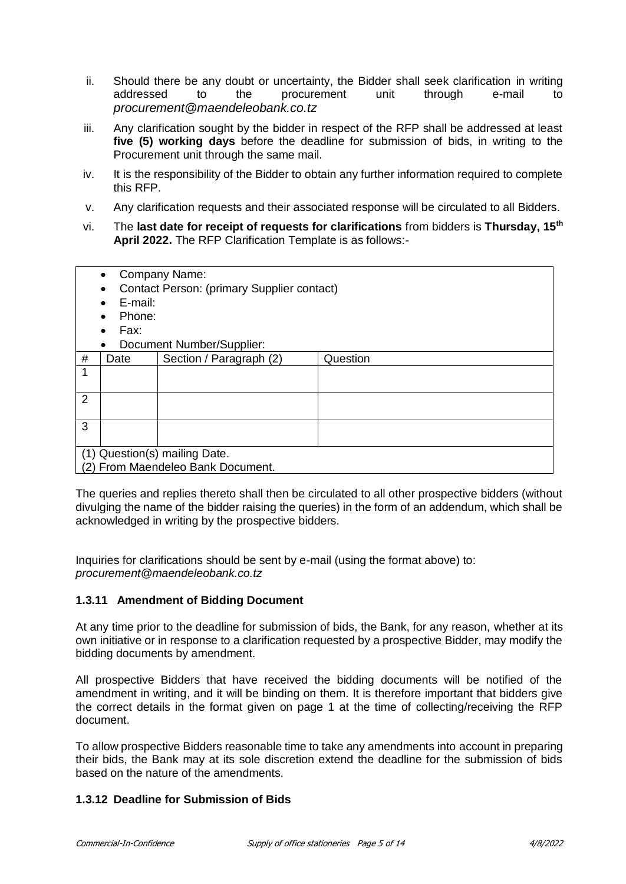ii. Should there be any doubt or uncertainty, the Bidder shall seek clarification in writing addressed to the procurement unit through e-mail to *procurement@maendeleobank.co.tz*

iii. Any clarification sought by the bidder in respect of the RFP shall be addressed at least **five (5) working days** before the deadline for submission of bids, in writing to the Procurement unit through the same mail.

iv. It is the responsibility of the Bidder to obtain any further information required to complete this RFP.

v. Any clarification requests and their associated response will be circulated to all Bidders.

vi. The **last date for receipt of requests for clarifications** from bidders is **Thursday, 15th April 2022.** The RFP Clarification Template is as follows:-

- Company Name:
- Contact Person: (primary Supplier contact)
- E-mail:
- Phone:
- Fax:
- Document Number/Supplier:

| # | Date | Section / Paragraph (2) | Question |
|---|---|---|---|
| 1 | | | |
| 2 | | | |
| 3 | | | |

(1) Question(s) mailing Date.
(2) From Maendeleo Bank Document.

The queries and replies thereto shall then be circulated to all other prospective bidders (without divulging the name of the bidder raising the queries) in the form of an addendum, which shall be acknowledged in writing by the prospective bidders.

Inquiries for clarifications should be sent by e-mail (using the format above) to: *procurement@maendeleobank.co.tz*

### 1.3.11 Amendment of Bidding Document

At any time prior to the deadline for submission of bids, the Bank, for any reason, whether at its own initiative or in response to a clarification requested by a prospective Bidder, may modify the bidding documents by amendment.

All prospective Bidders that have received the bidding documents will be notified of the amendment in writing, and it will be binding on them. It is therefore important that bidders give the correct details in the format given on page 1 at the time of collecting/receiving the RFP document.

To allow prospective Bidders reasonable time to take any amendments into account in preparing their bids, the Bank may at its sole discretion extend the deadline for the submission of bids based on the nature of the amendments.

### 1.3.12 Deadline for Submission of Bids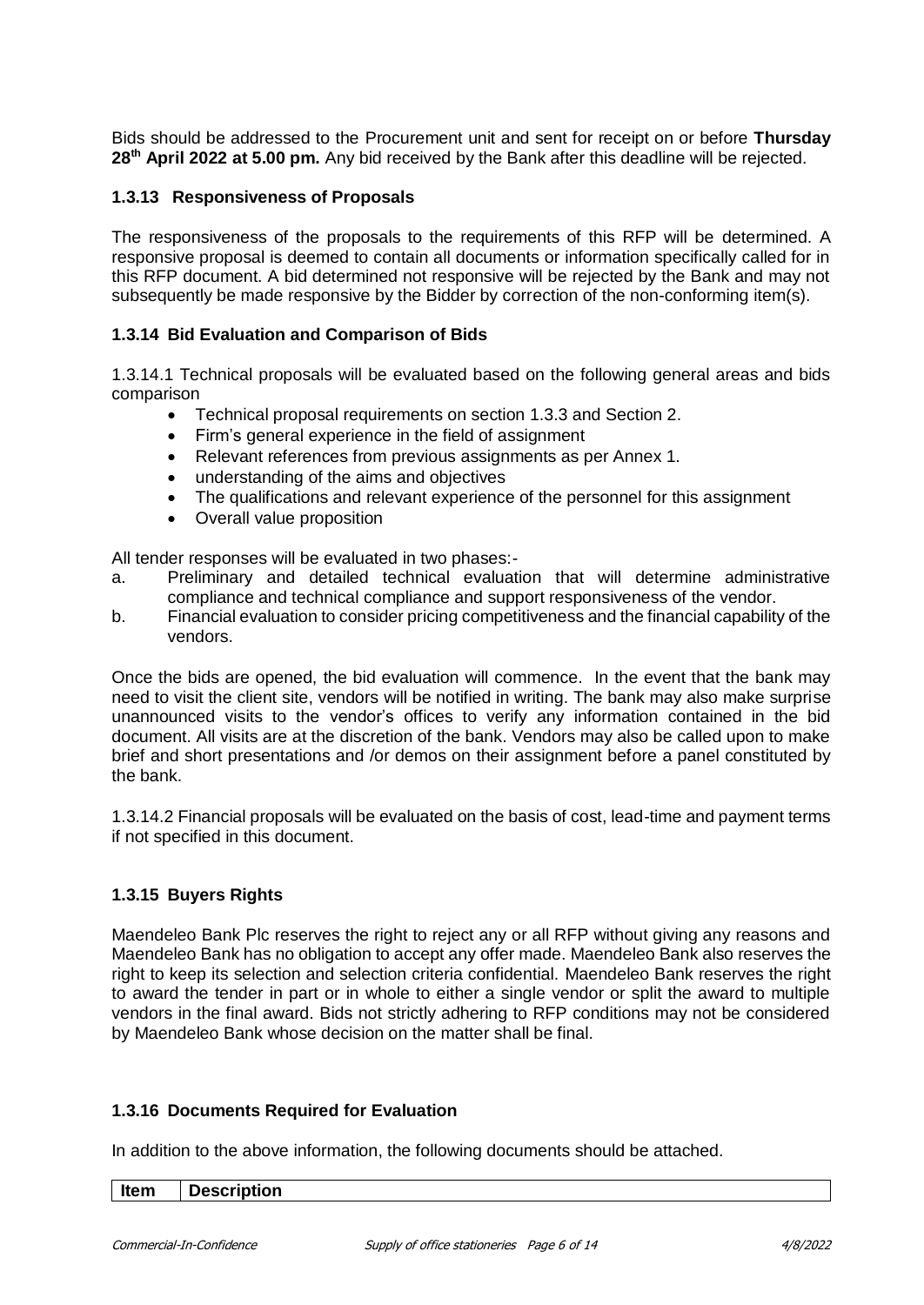Bids should be addressed to the Procurement unit and sent for receipt on or before **Thursday 28th April 2022 at 5.00 pm.** Any bid received by the Bank after this deadline will be rejected.

### 1.3.13 Responsiveness of Proposals

The responsiveness of the proposals to the requirements of this RFP will be determined. A responsive proposal is deemed to contain all documents or information specifically called for in this RFP document. A bid determined not responsive will be rejected by the Bank and may not subsequently be made responsive by the Bidder by correction of the non-conforming item(s).

### 1.3.14 Bid Evaluation and Comparison of Bids

1.3.14.1 Technical proposals will be evaluated based on the following general areas and bids comparison

- Technical proposal requirements on section 1.3.3 and Section 2.
- Firm's general experience in the field of assignment
- Relevant references from previous assignments as per Annex 1.
- understanding of the aims and objectives
- The qualifications and relevant experience of the personnel for this assignment
- Overall value proposition

All tender responses will be evaluated in two phases:-

a. Preliminary and detailed technical evaluation that will determine administrative compliance and technical compliance and support responsiveness of the vendor.
b. Financial evaluation to consider pricing competitiveness and the financial capability of the vendors.

Once the bids are opened, the bid evaluation will commence. In the event that the bank may need to visit the client site, vendors will be notified in writing. The bank may also make surprise unannounced visits to the vendor's offices to verify any information contained in the bid document. All visits are at the discretion of the bank. Vendors may also be called upon to make brief and short presentations and /or demos on their assignment before a panel constituted by the bank.

1.3.14.2 Financial proposals will be evaluated on the basis of cost, lead-time and payment terms if not specified in this document.

### 1.3.15 Buyers Rights

Maendeleo Bank Plc reserves the right to reject any or all RFP without giving any reasons and Maendeleo Bank has no obligation to accept any offer made. Maendeleo Bank also reserves the right to keep its selection and selection criteria confidential. Maendeleo Bank reserves the right to award the tender in part or in whole to either a single vendor or split the award to multiple vendors in the final award. Bids not strictly adhering to RFP conditions may not be considered by Maendeleo Bank whose decision on the matter shall be final.

### 1.3.16 Documents Required for Evaluation

In addition to the above information, the following documents should be attached.

| Item | Description |
|---|---|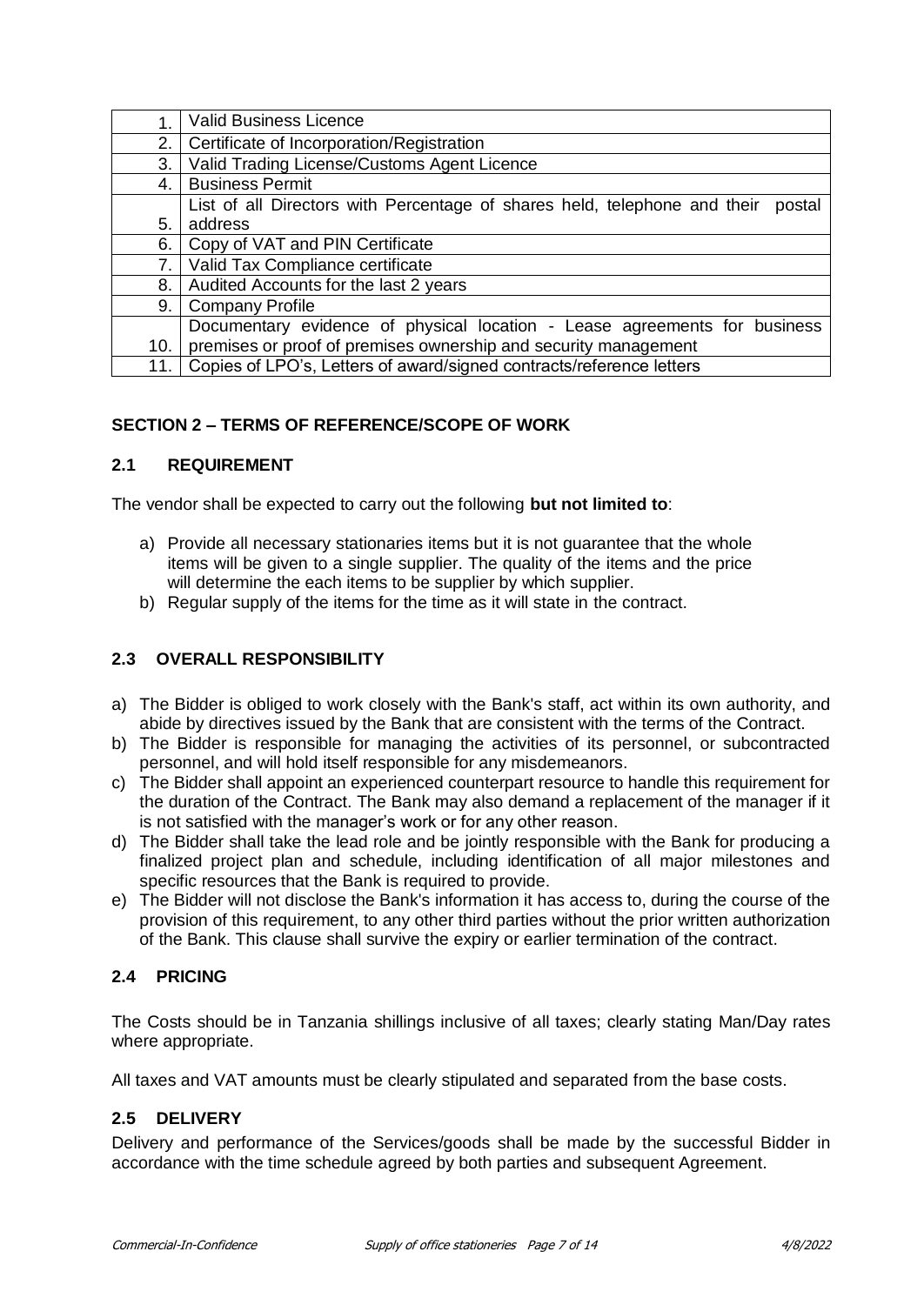| | |
|---|---|
| 1. | Valid Business Licence |
| 2. | Certificate of Incorporation/Registration |
| 3. | Valid Trading License/Customs Agent Licence |
| 4. | Business Permit |
| 5. | List of all Directors with Percentage of shares held, telephone and their postal address |
| 6. | Copy of VAT and PIN Certificate |
| 7. | Valid Tax Compliance certificate |
| 8. | Audited Accounts for the last 2 years |
| 9. | Company Profile |
| 10. | Documentary evidence of physical location - Lease agreements for business premises or proof of premises ownership and security management |
| 11. | Copies of LPO's, Letters of award/signed contracts/reference letters |

## SECTION 2 – TERMS OF REFERENCE/SCOPE OF WORK

### 2.1 REQUIREMENT

The vendor shall be expected to carry out the following **but not limited to**:

a) Provide all necessary stationaries items but it is not guarantee that the whole items will be given to a single supplier. The quality of the items and the price will determine the each items to be supplier by which supplier.
b) Regular supply of the items for the time as it will state in the contract.

### 2.3 OVERALL RESPONSIBILITY

a) The Bidder is obliged to work closely with the Bank's staff, act within its own authority, and abide by directives issued by the Bank that are consistent with the terms of the Contract.
b) The Bidder is responsible for managing the activities of its personnel, or subcontracted personnel, and will hold itself responsible for any misdemeanors.
c) The Bidder shall appoint an experienced counterpart resource to handle this requirement for the duration of the Contract. The Bank may also demand a replacement of the manager if it is not satisfied with the manager's work or for any other reason.
d) The Bidder shall take the lead role and be jointly responsible with the Bank for producing a finalized project plan and schedule, including identification of all major milestones and specific resources that the Bank is required to provide.
e) The Bidder will not disclose the Bank's information it has access to, during the course of the provision of this requirement, to any other third parties without the prior written authorization of the Bank. This clause shall survive the expiry or earlier termination of the contract.

### 2.4 PRICING

The Costs should be in Tanzania shillings inclusive of all taxes; clearly stating Man/Day rates where appropriate.

All taxes and VAT amounts must be clearly stipulated and separated from the base costs.

### 2.5 DELIVERY

Delivery and performance of the Services/goods shall be made by the successful Bidder in accordance with the time schedule agreed by both parties and subsequent Agreement.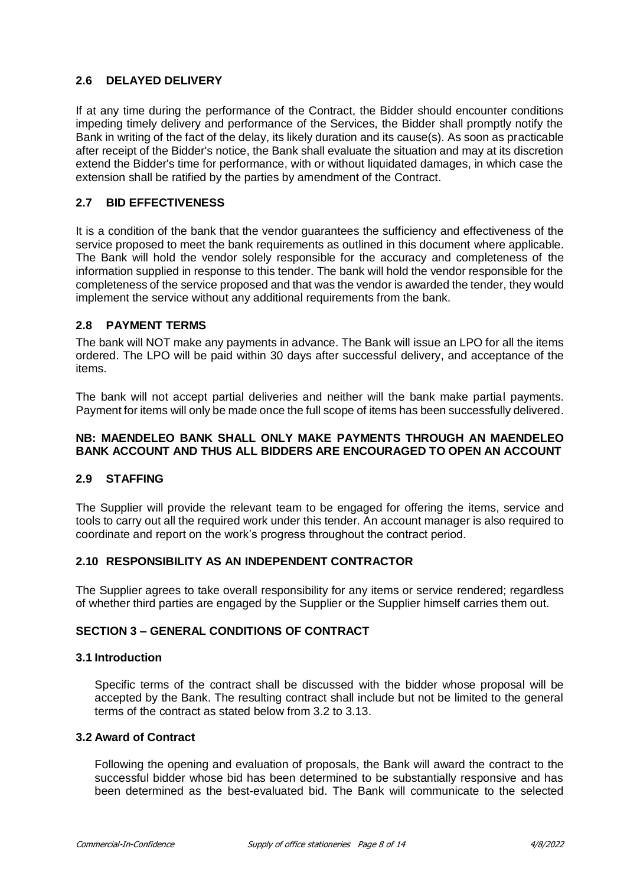### 2.6 DELAYED DELIVERY

If at any time during the performance of the Contract, the Bidder should encounter conditions impeding timely delivery and performance of the Services, the Bidder shall promptly notify the Bank in writing of the fact of the delay, its likely duration and its cause(s). As soon as practicable after receipt of the Bidder's notice, the Bank shall evaluate the situation and may at its discretion extend the Bidder's time for performance, with or without liquidated damages, in which case the extension shall be ratified by the parties by amendment of the Contract.

### 2.7 BID EFFECTIVENESS

It is a condition of the bank that the vendor guarantees the sufficiency and effectiveness of the service proposed to meet the bank requirements as outlined in this document where applicable. The Bank will hold the vendor solely responsible for the accuracy and completeness of the information supplied in response to this tender. The bank will hold the vendor responsible for the completeness of the service proposed and that was the vendor is awarded the tender, they would implement the service without any additional requirements from the bank.

### 2.8 PAYMENT TERMS

The bank will NOT make any payments in advance. The Bank will issue an LPO for all the items ordered. The LPO will be paid within 30 days after successful delivery, and acceptance of the items.

The bank will not accept partial deliveries and neither will the bank make partial payments. Payment for items will only be made once the full scope of items has been successfully delivered.

**NB: MAENDELEO BANK SHALL ONLY MAKE PAYMENTS THROUGH AN MAENDELEO BANK ACCOUNT AND THUS ALL BIDDERS ARE ENCOURAGED TO OPEN AN ACCOUNT**

### 2.9 STAFFING

The Supplier will provide the relevant team to be engaged for offering the items, service and tools to carry out all the required work under this tender. An account manager is also required to coordinate and report on the work's progress throughout the contract period.

### 2.10 RESPONSIBILITY AS AN INDEPENDENT CONTRACTOR

The Supplier agrees to take overall responsibility for any items or service rendered; regardless of whether third parties are engaged by the Supplier or the Supplier himself carries them out.

## SECTION 3 – GENERAL CONDITIONS OF CONTRACT

### 3.1 Introduction

Specific terms of the contract shall be discussed with the bidder whose proposal will be accepted by the Bank. The resulting contract shall include but not be limited to the general terms of the contract as stated below from 3.2 to 3.13.

### 3.2 Award of Contract

Following the opening and evaluation of proposals, the Bank will award the contract to the successful bidder whose bid has been determined to be substantially responsive and has been determined as the best-evaluated bid. The Bank will communicate to the selected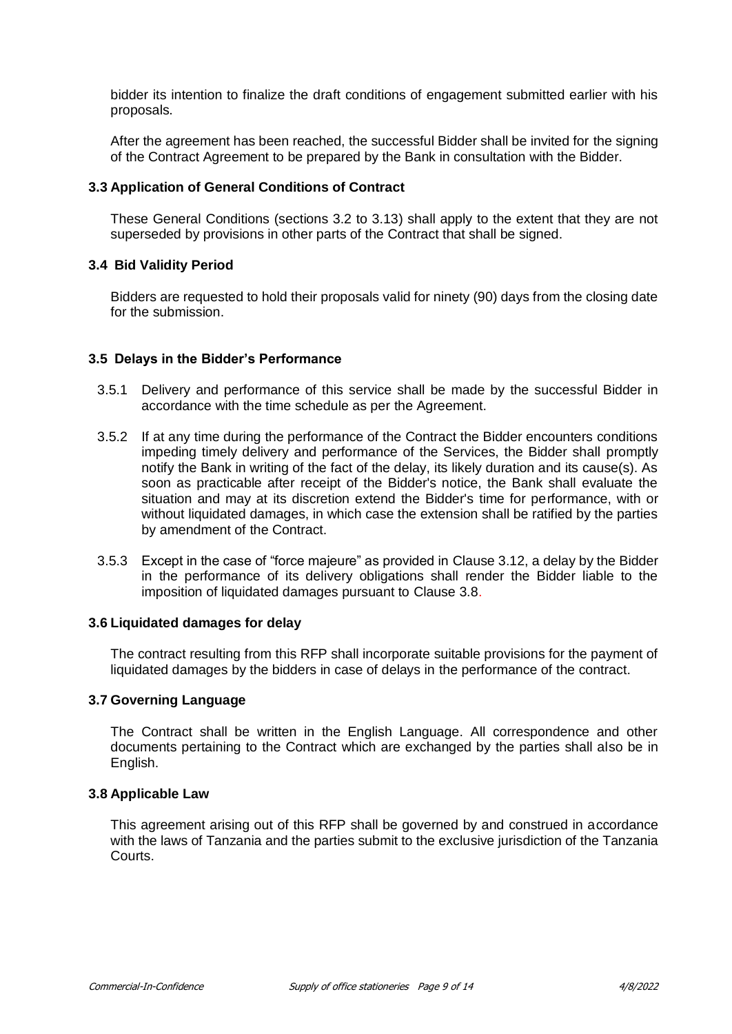bidder its intention to finalize the draft conditions of engagement submitted earlier with his proposals.

After the agreement has been reached, the successful Bidder shall be invited for the signing of the Contract Agreement to be prepared by the Bank in consultation with the Bidder.

### 3.3 Application of General Conditions of Contract

These General Conditions (sections 3.2 to 3.13) shall apply to the extent that they are not superseded by provisions in other parts of the Contract that shall be signed.

### 3.4 Bid Validity Period

Bidders are requested to hold their proposals valid for ninety (90) days from the closing date for the submission.

### 3.5 Delays in the Bidder's Performance

3.5.1 Delivery and performance of this service shall be made by the successful Bidder in accordance with the time schedule as per the Agreement.

3.5.2 If at any time during the performance of the Contract the Bidder encounters conditions impeding timely delivery and performance of the Services, the Bidder shall promptly notify the Bank in writing of the fact of the delay, its likely duration and its cause(s). As soon as practicable after receipt of the Bidder's notice, the Bank shall evaluate the situation and may at its discretion extend the Bidder's time for performance, with or without liquidated damages, in which case the extension shall be ratified by the parties by amendment of the Contract.

3.5.3 Except in the case of "force majeure" as provided in Clause 3.12, a delay by the Bidder in the performance of its delivery obligations shall render the Bidder liable to the imposition of liquidated damages pursuant to Clause 3.8.

### 3.6 Liquidated damages for delay

The contract resulting from this RFP shall incorporate suitable provisions for the payment of liquidated damages by the bidders in case of delays in the performance of the contract.

### 3.7 Governing Language

The Contract shall be written in the English Language. All correspondence and other documents pertaining to the Contract which are exchanged by the parties shall also be in English.

### 3.8 Applicable Law

This agreement arising out of this RFP shall be governed by and construed in accordance with the laws of Tanzania and the parties submit to the exclusive jurisdiction of the Tanzania Courts.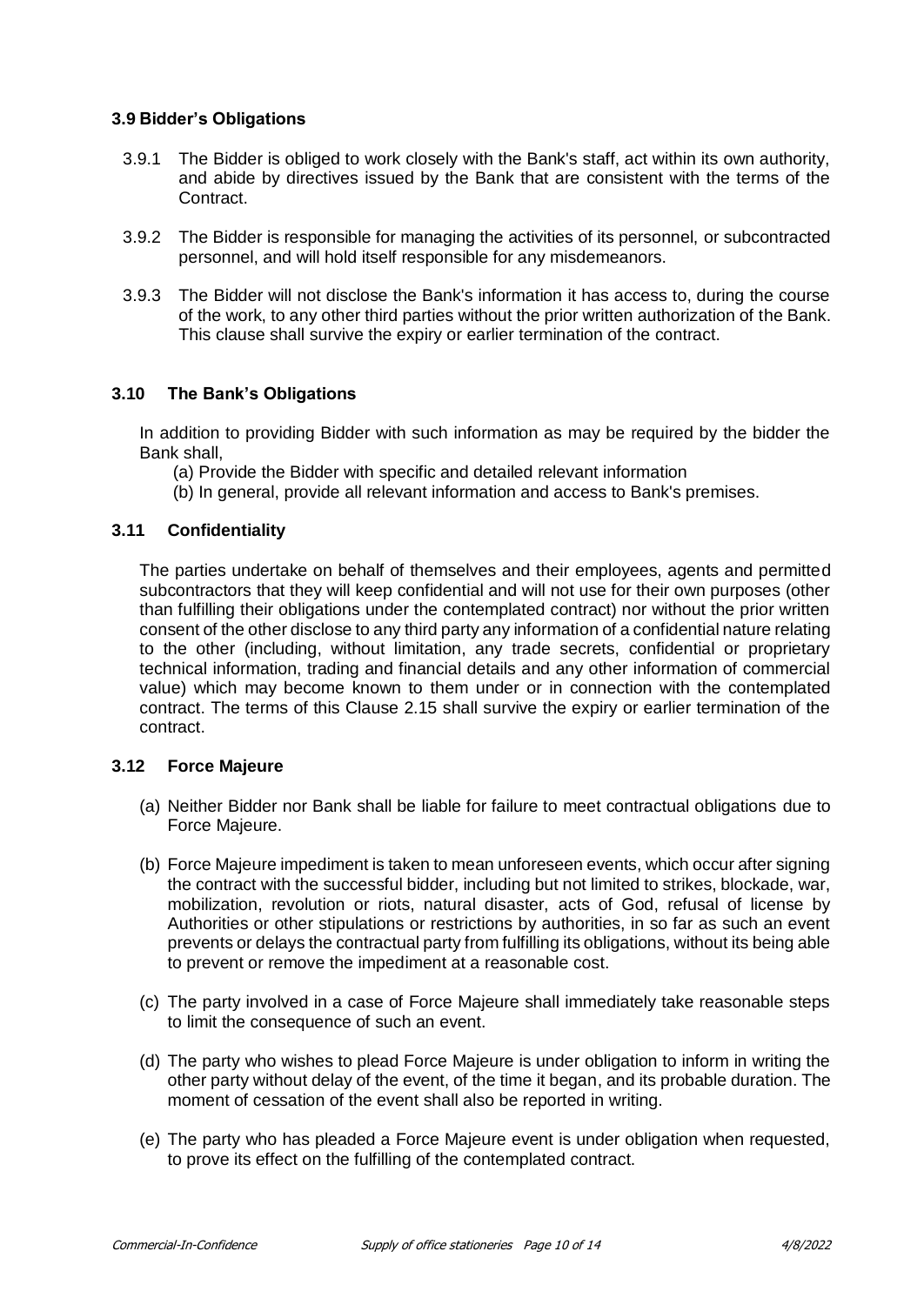### 3.9 Bidder's Obligations

3.9.1 The Bidder is obliged to work closely with the Bank's staff, act within its own authority, and abide by directives issued by the Bank that are consistent with the terms of the Contract.

3.9.2 The Bidder is responsible for managing the activities of its personnel, or subcontracted personnel, and will hold itself responsible for any misdemeanors.

3.9.3 The Bidder will not disclose the Bank's information it has access to, during the course of the work, to any other third parties without the prior written authorization of the Bank. This clause shall survive the expiry or earlier termination of the contract.

### 3.10 The Bank's Obligations

In addition to providing Bidder with such information as may be required by the bidder the Bank shall,

(a) Provide the Bidder with specific and detailed relevant information

(b) In general, provide all relevant information and access to Bank's premises.

### 3.11 Confidentiality

The parties undertake on behalf of themselves and their employees, agents and permitted subcontractors that they will keep confidential and will not use for their own purposes (other than fulfilling their obligations under the contemplated contract) nor without the prior written consent of the other disclose to any third party any information of a confidential nature relating to the other (including, without limitation, any trade secrets, confidential or proprietary technical information, trading and financial details and any other information of commercial value) which may become known to them under or in connection with the contemplated contract. The terms of this Clause 2.15 shall survive the expiry or earlier termination of the contract.

### 3.12 Force Majeure

(a) Neither Bidder nor Bank shall be liable for failure to meet contractual obligations due to Force Majeure.

(b) Force Majeure impediment is taken to mean unforeseen events, which occur after signing the contract with the successful bidder, including but not limited to strikes, blockade, war, mobilization, revolution or riots, natural disaster, acts of God, refusal of license by Authorities or other stipulations or restrictions by authorities, in so far as such an event prevents or delays the contractual party from fulfilling its obligations, without its being able to prevent or remove the impediment at a reasonable cost.

(c) The party involved in a case of Force Majeure shall immediately take reasonable steps to limit the consequence of such an event.

(d) The party who wishes to plead Force Majeure is under obligation to inform in writing the other party without delay of the event, of the time it began, and its probable duration. The moment of cessation of the event shall also be reported in writing.

(e) The party who has pleaded a Force Majeure event is under obligation when requested, to prove its effect on the fulfilling of the contemplated contract.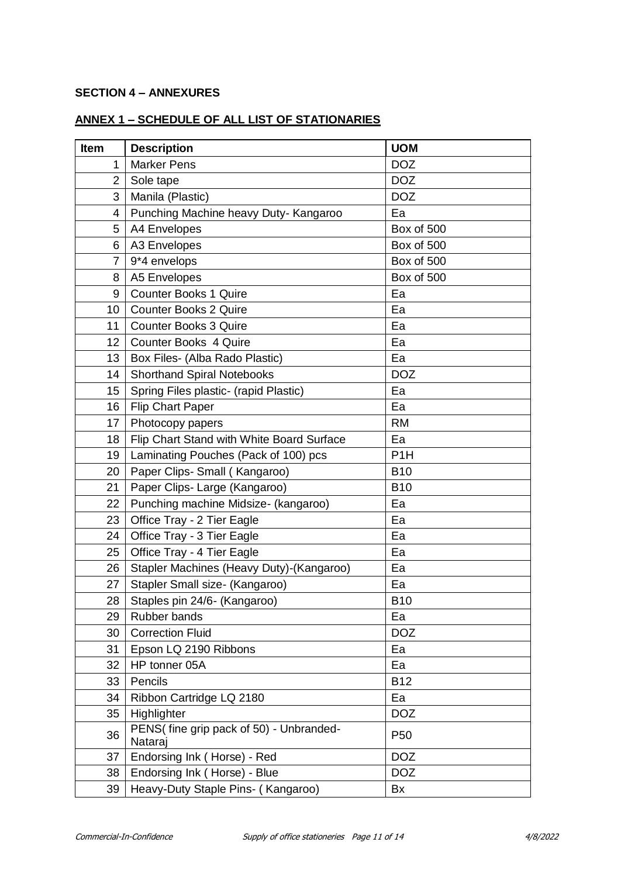## SECTION 4 – ANNEXURES

### ANNEX 1 – SCHEDULE OF ALL LIST OF STATIONARIES

| Item | Description | UOM |
|---|---|---|
| 1 | Marker Pens | DOZ |
| 2 | Sole tape | DOZ |
| 3 | Manila (Plastic) | DOZ |
| 4 | Punching Machine heavy Duty- Kangaroo | Ea |
| 5 | A4 Envelopes | Box of 500 |
| 6 | A3 Envelopes | Box of 500 |
| 7 | 9*4 envelops | Box of 500 |
| 8 | A5 Envelopes | Box of 500 |
| 9 | Counter Books 1 Quire | Ea |
| 10 | Counter Books 2 Quire | Ea |
| 11 | Counter Books 3 Quire | Ea |
| 12 | Counter Books 4 Quire | Ea |
| 13 | Box Files- (Alba Rado Plastic) | Ea |
| 14 | Shorthand Spiral Notebooks | DOZ |
| 15 | Spring Files plastic- (rapid Plastic) | Ea |
| 16 | Flip Chart Paper | Ea |
| 17 | Photocopy papers | RM |
| 18 | Flip Chart Stand with White Board Surface | Ea |
| 19 | Laminating Pouches (Pack of 100) pcs | P1H |
| 20 | Paper Clips- Small ( Kangaroo) | B10 |
| 21 | Paper Clips- Large (Kangaroo) | B10 |
| 22 | Punching machine Midsize- (kangaroo) | Ea |
| 23 | Office Tray - 2 Tier Eagle | Ea |
| 24 | Office Tray - 3 Tier Eagle | Ea |
| 25 | Office Tray - 4 Tier Eagle | Ea |
| 26 | Stapler Machines (Heavy Duty)-(Kangaroo) | Ea |
| 27 | Stapler Small size- (Kangaroo) | Ea |
| 28 | Staples pin 24/6- (Kangaroo) | B10 |
| 29 | Rubber bands | Ea |
| 30 | Correction Fluid | DOZ |
| 31 | Epson LQ 2190 Ribbons | Ea |
| 32 | HP tonner 05A | Ea |
| 33 | Pencils | B12 |
| 34 | Ribbon Cartridge LQ 2180 | Ea |
| 35 | Highlighter | DOZ |
| 36 | PENS( fine grip pack of 50) - Unbranded-Nataraj | P50 |
| 37 | Endorsing Ink ( Horse) - Red | DOZ |
| 38 | Endorsing Ink ( Horse) - Blue | DOZ |
| 39 | Heavy-Duty Staple Pins- ( Kangaroo) | Bx |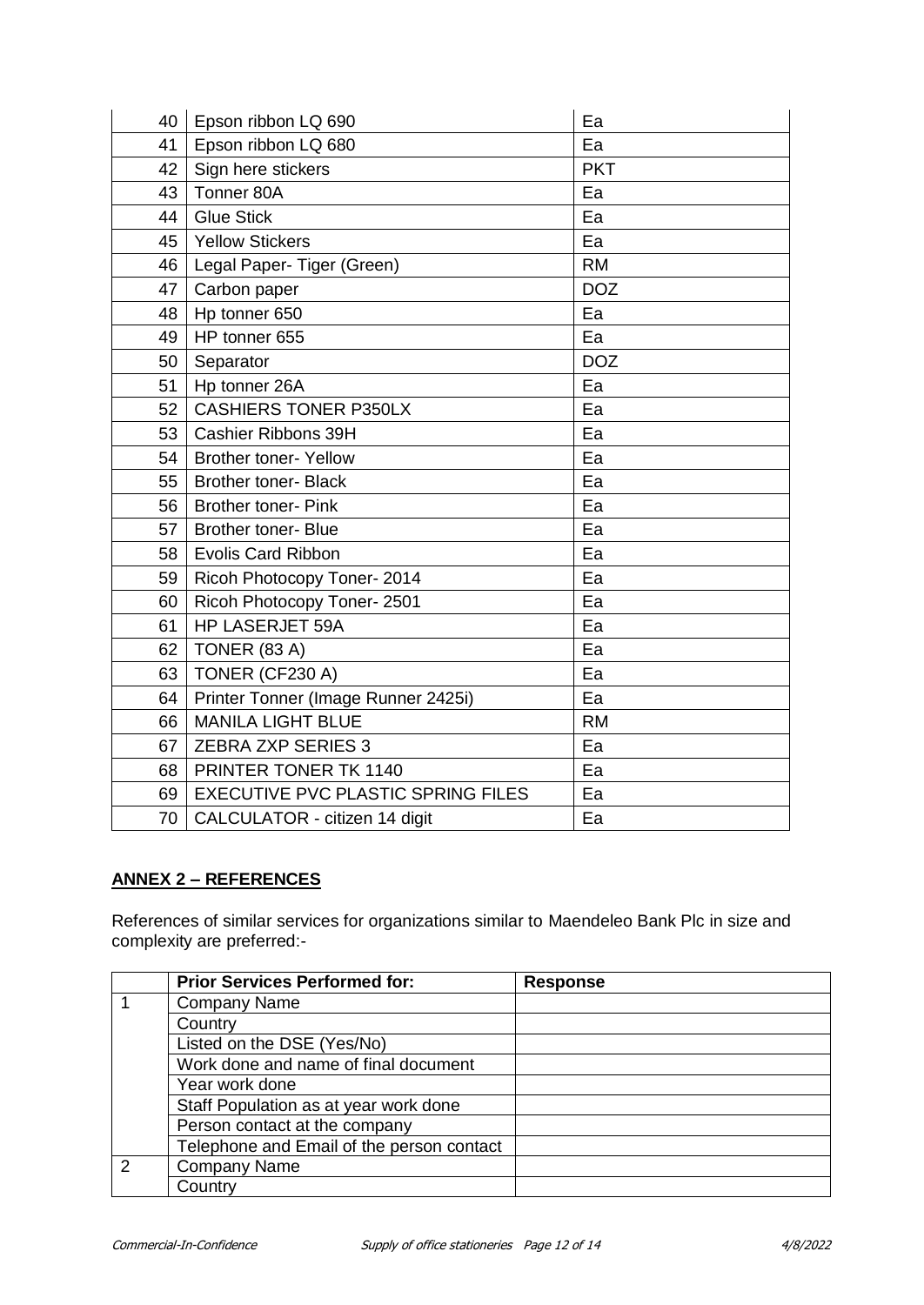| | | |
|---|---|---|
| 40 | Epson ribbon LQ 690 | Ea |
| 41 | Epson ribbon LQ 680 | Ea |
| 42 | Sign here stickers | PKT |
| 43 | Tonner 80A | Ea |
| 44 | Glue Stick | Ea |
| 45 | Yellow Stickers | Ea |
| 46 | Legal Paper- Tiger (Green) | RM |
| 47 | Carbon paper | DOZ |
| 48 | Hp tonner 650 | Ea |
| 49 | HP tonner 655 | Ea |
| 50 | Separator | DOZ |
| 51 | Hp tonner 26A | Ea |
| 52 | CASHIERS TONER P350LX | Ea |
| 53 | Cashier Ribbons 39H | Ea |
| 54 | Brother toner- Yellow | Ea |
| 55 | Brother toner- Black | Ea |
| 56 | Brother toner- Pink | Ea |
| 57 | Brother toner- Blue | Ea |
| 58 | Evolis Card Ribbon | Ea |
| 59 | Ricoh Photocopy Toner- 2014 | Ea |
| 60 | Ricoh Photocopy Toner- 2501 | Ea |
| 61 | HP LASERJET 59A | Ea |
| 62 | TONER (83 A) | Ea |
| 63 | TONER (CF230 A) | Ea |
| 64 | Printer Tonner (Image Runner 2425i) | Ea |
| 66 | MANILA LIGHT BLUE | RM |
| 67 | ZEBRA ZXP SERIES 3 | Ea |
| 68 | PRINTER TONER TK 1140 | Ea |
| 69 | EXECUTIVE PVC PLASTIC SPRING FILES | Ea |
| 70 | CALCULATOR - citizen 14 digit | Ea |

## ANNEX 2 – REFERENCES

References of similar services for organizations similar to Maendeleo Bank Plc in size and complexity are preferred:-

| | Prior Services Performed for: | Response |
|---|---|---|
| 1 | Company Name | |
| | Country | |
| | Listed on the DSE (Yes/No) | |
| | Work done and name of final document | |
| | Year work done | |
| | Staff Population as at year work done | |
| | Person contact at the company | |
| | Telephone and Email of the person contact | |
| 2 | Company Name | |
| | Country | |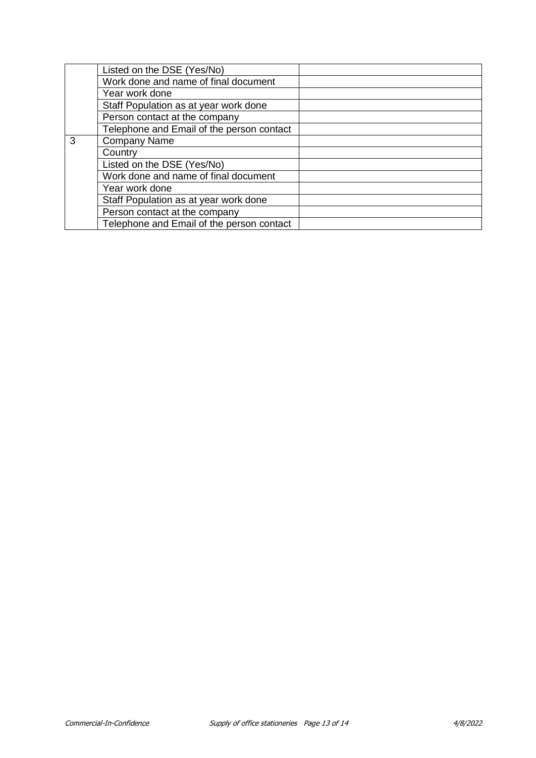| | | |
|---|---|---|
| | Listed on the DSE (Yes/No) | |
| | Work done and name of final document | |
| | Year work done | |
| | Staff Population as at year work done | |
| | Person contact at the company | |
| | Telephone and Email of the person contact | |
| 3 | Company Name | |
| | Country | |
| | Listed on the DSE (Yes/No) | |
| | Work done and name of final document | |
| | Year work done | |
| | Staff Population as at year work done | |
| | Person contact at the company | |
| | Telephone and Email of the person contact | |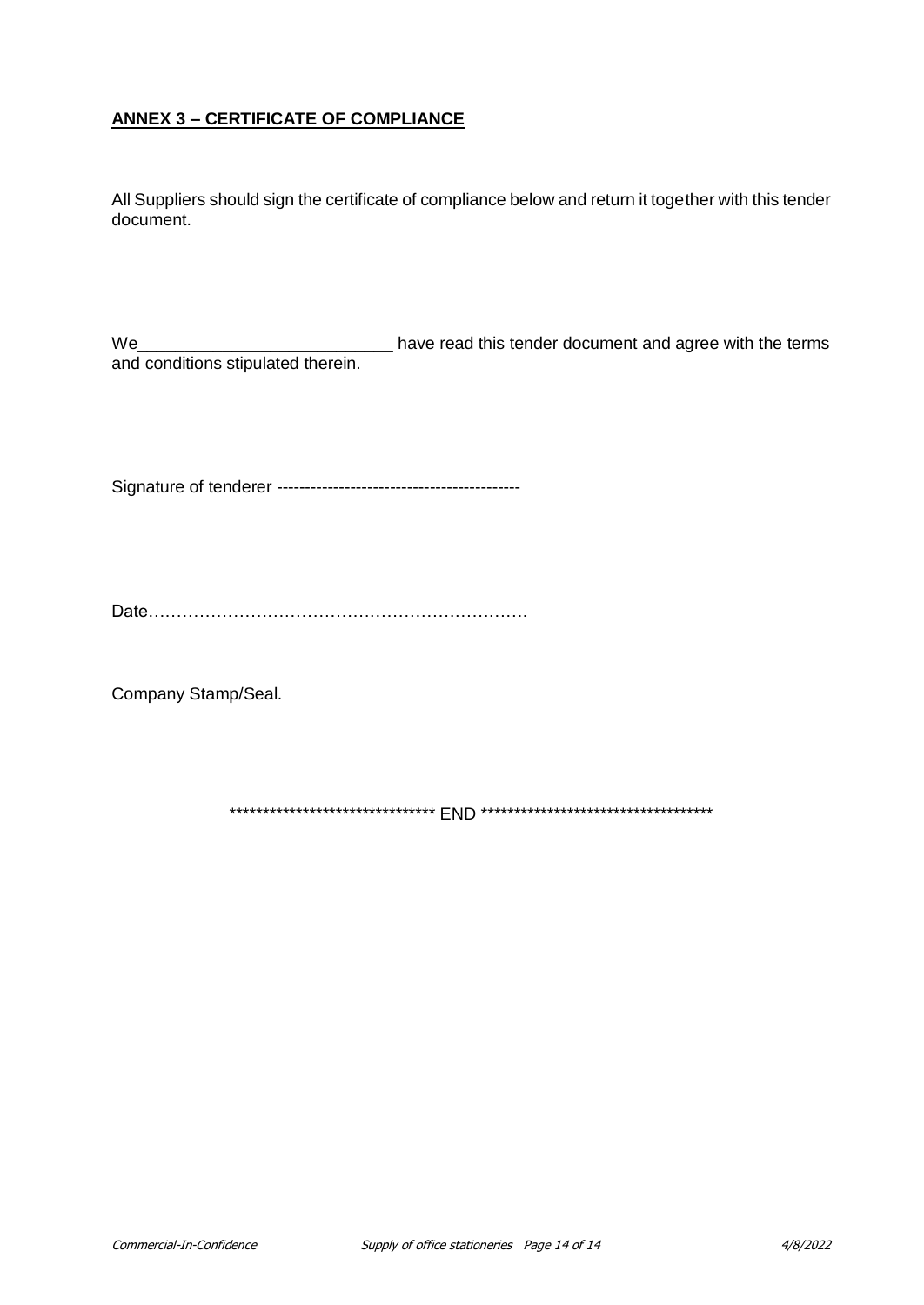**ANNEX 3 – CERTIFICATE OF COMPLIANCE**

All Suppliers should sign the certificate of compliance below and return it together with this tender document.

We___________________________ have read this tender document and agree with the terms and conditions stipulated therein.

Signature of tenderer -------------------------------------------

Date………………………………………………………….

Company Stamp/Seal.

******************************** END ************************************